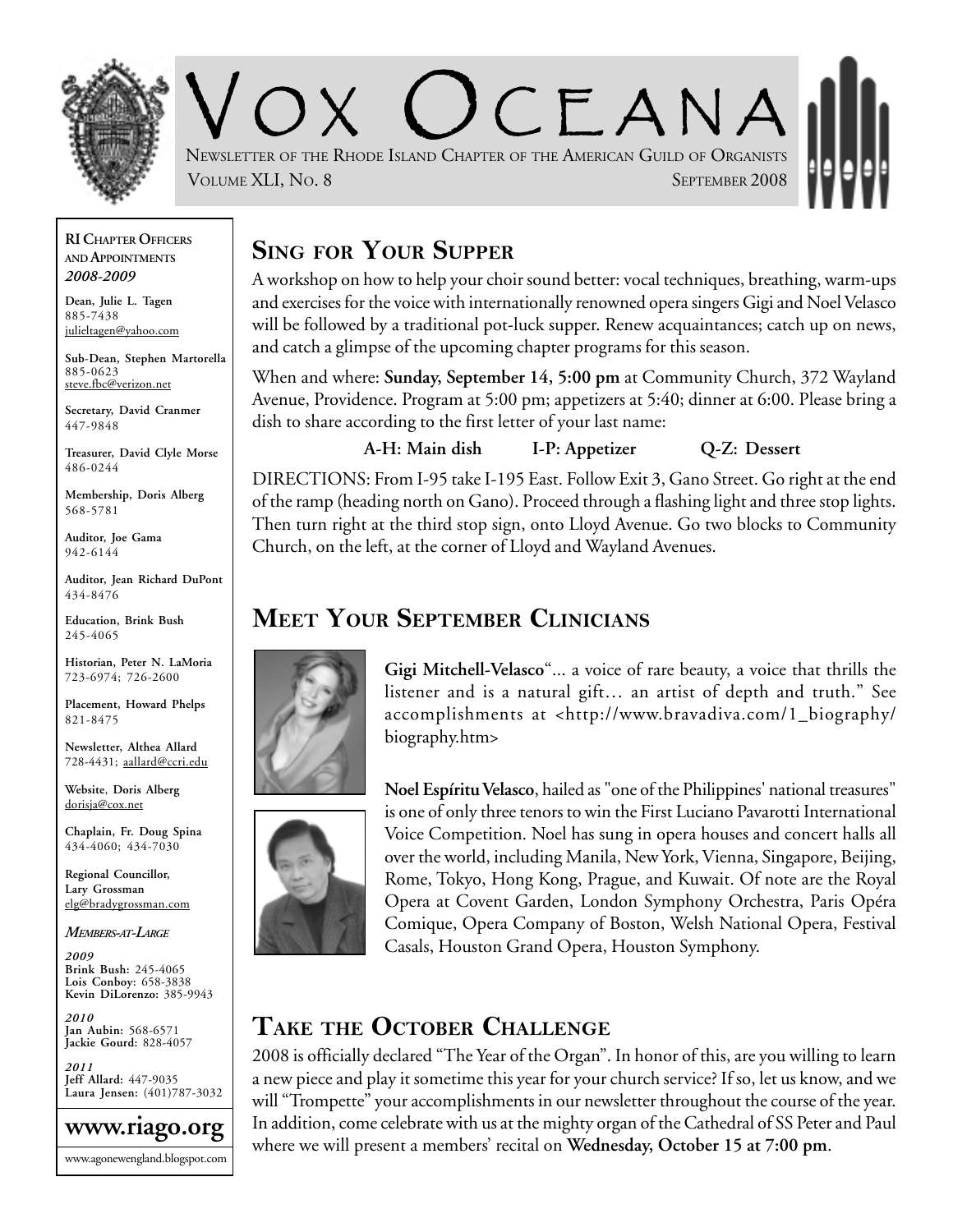# Vox Oceana

Newsletter of the Rhode Island Chapter of the American Guild of Organists

Volume XLI, No. 8 — September 2008

**RI Chapter Officers and Appointments**
***2008-2009***

**Dean, Julie L. Tagen**
885-7438
julieltagen@yahoo.com

**Sub-Dean, Stephen Martorella**
885-0623
steve.fbc@verizon.net

**Secretary, David Cranmer**
447-9848

**Treasurer, David Clyle Morse**
486-0244

**Membership, Doris Alberg**
568-5781

**Auditor, Joe Gama**
942-6144

**Auditor, Jean Richard DuPont**
434-8476

**Education, Brink Bush**
245-4065

**Historian, Peter N. LaMoria**
723-6974; 726-2600

**Placement, Howard Phelps**
821-8475

**Newsletter, Althea Allard**
728-4431; aallard@ccri.edu

**Website, Doris Alberg**
dorisja@cox.net

**Chaplain, Fr. Doug Spina**
434-4060; 434-7030

**Regional Councillor, Lary Grossman**
elg@bradygrossman.com

***Members-at-Large***

***2009***
**Brink Bush:** 245-4065
**Lois Conboy:** 658-3838
**Kevin DiLorenzo:** 385-9943

***2010***
**Jan Aubin:** 568-6571
**Jackie Gourd:** 828-4057

***2011***
**Jeff Allard:** 447-9035
**Laura Jensen:** (401)787-3032

**www.riago.org**

www.agonewengland.blogspot.com

## Sing for Your Supper

A workshop on how to help your choir sound better: vocal techniques, breathing, warm-ups and exercises for the voice with internationally renowned opera singers Gigi and Noel Velasco will be followed by a traditional pot-luck supper. Renew acquaintances; catch up on news, and catch a glimpse of the upcoming chapter programs for this season.

When and where: **Sunday, September 14, 5:00 pm** at Community Church, 372 Wayland Avenue, Providence. Program at 5:00 pm; appetizers at 5:40; dinner at 6:00. Please bring a dish to share according to the first letter of your last name:

**A-H: Main dish    I-P: Appetizer    Q-Z: Dessert**

DIRECTIONS: From I-95 take I-195 East. Follow Exit 3, Gano Street. Go right at the end of the ramp (heading north on Gano). Proceed through a flashing light and three stop lights. Then turn right at the third stop sign, onto Lloyd Avenue. Go two blocks to Community Church, on the left, at the corner of Lloyd and Wayland Avenues.

## Meet Your September Clinicians

**Gigi Mitchell-Velasco**"... a voice of rare beauty, a voice that thrills the listener and is a natural gift… an artist of depth and truth." See accomplishments at <http://www.bravadiva.com/1_biography/biography.htm>

**Noel Espíritu Velasco**, hailed as "one of the Philippines' national treasures" is one of only three tenors to win the First Luciano Pavarotti International Voice Competition. Noel has sung in opera houses and concert halls all over the world, including Manila, New York, Vienna, Singapore, Beijing, Rome, Tokyo, Hong Kong, Prague, and Kuwait. Of note are the Royal Opera at Covent Garden, London Symphony Orchestra, Paris Opéra Comique, Opera Company of Boston, Welsh National Opera, Festival Casals, Houston Grand Opera, Houston Symphony.

## Take the October Challenge

2008 is officially declared "The Year of the Organ". In honor of this, are you willing to learn a new piece and play it sometime this year for your church service? If so, let us know, and we will "Trompette" your accomplishments in our newsletter throughout the course of the year. In addition, come celebrate with us at the mighty organ of the Cathedral of SS Peter and Paul where we will present a members' recital on **Wednesday, October 15 at 7:00 pm**.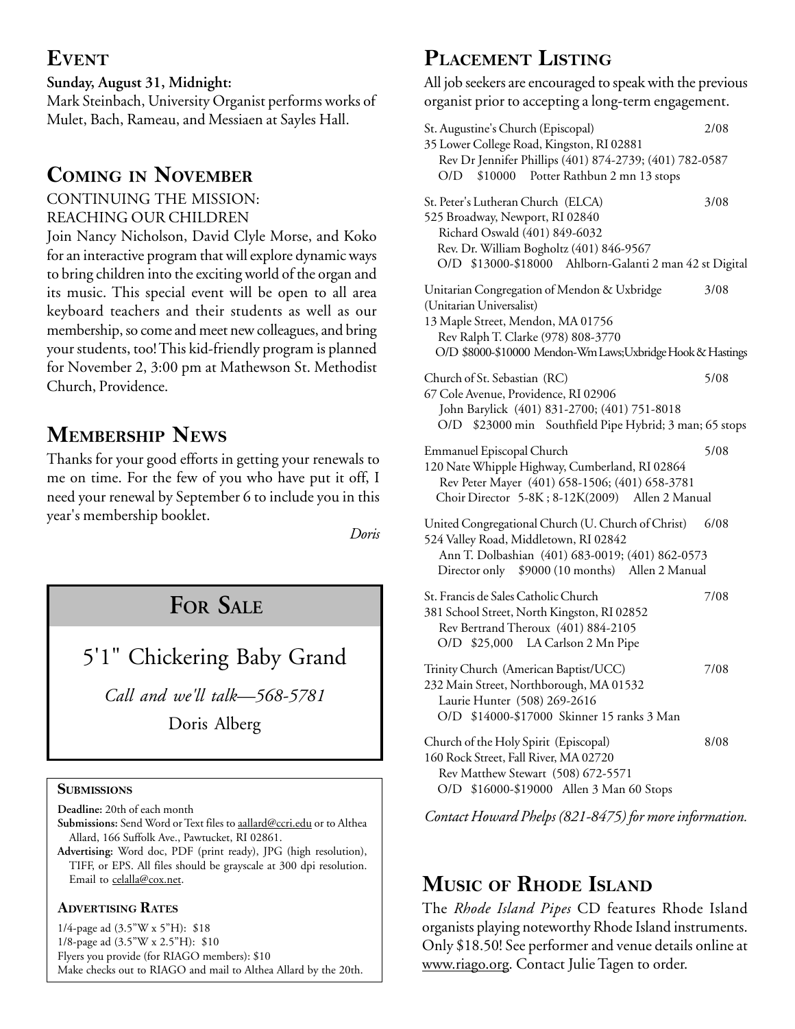## Event

**Sunday, August 31, Midnight:**
Mark Steinbach, University Organist performs works of Mulet, Bach, Rameau, and Messiaen at Sayles Hall.

## Coming in November

CONTINUING THE MISSION:
REACHING OUR CHILDREN

Join Nancy Nicholson, David Clyle Morse, and Koko for an interactive program that will explore dynamic ways to bring children into the exciting world of the organ and its music. This special event will be open to all area keyboard teachers and their students as well as our membership, so come and meet new colleagues, and bring your students, too! This kid-friendly program is planned for November 2, 3:00 pm at Mathewson St. Methodist Church, Providence.

## Membership News

Thanks for your good efforts in getting your renewals to me on time. For the few of you who have put it off, I need your renewal by September 6 to include you in this year's membership booklet.

*Doris*

## For Sale

5'1" Chickering Baby Grand

*Call and we'll talk—568-5781*

Doris Alberg

### Submissions

**Deadline:** 20th of each month
**Submissions:** Send Word or Text files to aallard@ccri.edu or to Althea Allard, 166 Suffolk Ave., Pawtucket, RI 02861.
**Advertising:** Word doc, PDF (print ready), JPG (high resolution), TIFF, or EPS. All files should be grayscale at 300 dpi resolution. Email to celalla@cox.net.

### Advertising Rates

1/4-page ad (3.5"W x 5"H): $18
1/8-page ad (3.5"W x 2.5"H): $10
Flyers you provide (for RIAGO members): $10
Make checks out to RIAGO and mail to Althea Allard by the 20th.

## Placement Listing

All job seekers are encouraged to speak with the previous organist prior to accepting a long-term engagement.

St. Augustine's Church (Episcopal) — 2/08
35 Lower College Road, Kingston, RI 02881
Rev Dr Jennifer Phillips (401) 874-2739; (401) 782-0587
O/D $10000 Potter Rathbun 2 mn 13 stops

St. Peter's Lutheran Church (ELCA) — 3/08
525 Broadway, Newport, RI 02840
Richard Oswald (401) 849-6032
Rev. Dr. William Bogholtz (401) 846-9567
O/D $13000-$18000 Ahlborn-Galanti 2 man 42 st Digital

Unitarian Congregation of Mendon & Uxbridge — 3/08
(Unitarian Universalist)
13 Maple Street, Mendon, MA 01756
Rev Ralph T. Clarke (978) 808-3770
O/D $8000-$10000 Mendon-Wm Laws;Uxbridge Hook & Hastings

Church of St. Sebastian (RC) — 5/08
67 Cole Avenue, Providence, RI 02906
John Barylick (401) 831-2700; (401) 751-8018
O/D $23000 min Southfield Pipe Hybrid; 3 man; 65 stops

Emmanuel Episcopal Church — 5/08
120 Nate Whipple Highway, Cumberland, RI 02864
Rev Peter Mayer (401) 658-1506; (401) 658-3781
Choir Director 5-8K ; 8-12K(2009) Allen 2 Manual

United Congregational Church (U. Church of Christ) — 6/08
524 Valley Road, Middletown, RI 02842
Ann T. Dolbashian (401) 683-0019; (401) 862-0573
Director only $9000 (10 months) Allen 2 Manual

St. Francis de Sales Catholic Church — 7/08
381 School Street, North Kingston, RI 02852
Rev Bertrand Theroux (401) 884-2105
O/D $25,000 LA Carlson 2 Mn Pipe

Trinity Church (American Baptist/UCC) — 7/08
232 Main Street, Northborough, MA 01532
Laurie Hunter (508) 269-2616
O/D $14000-$17000 Skinner 15 ranks 3 Man

Church of the Holy Spirit (Episcopal) — 8/08
160 Rock Street, Fall River, MA 02720
Rev Matthew Stewart (508) 672-5571
O/D $16000-$19000 Allen 3 Man 60 Stops

*Contact Howard Phelps (821-8475) for more information.*

## Music of Rhode Island

The *Rhode Island Pipes* CD features Rhode Island organists playing noteworthy Rhode Island instruments. Only $18.50! See performer and venue details online at www.riago.org. Contact Julie Tagen to order.